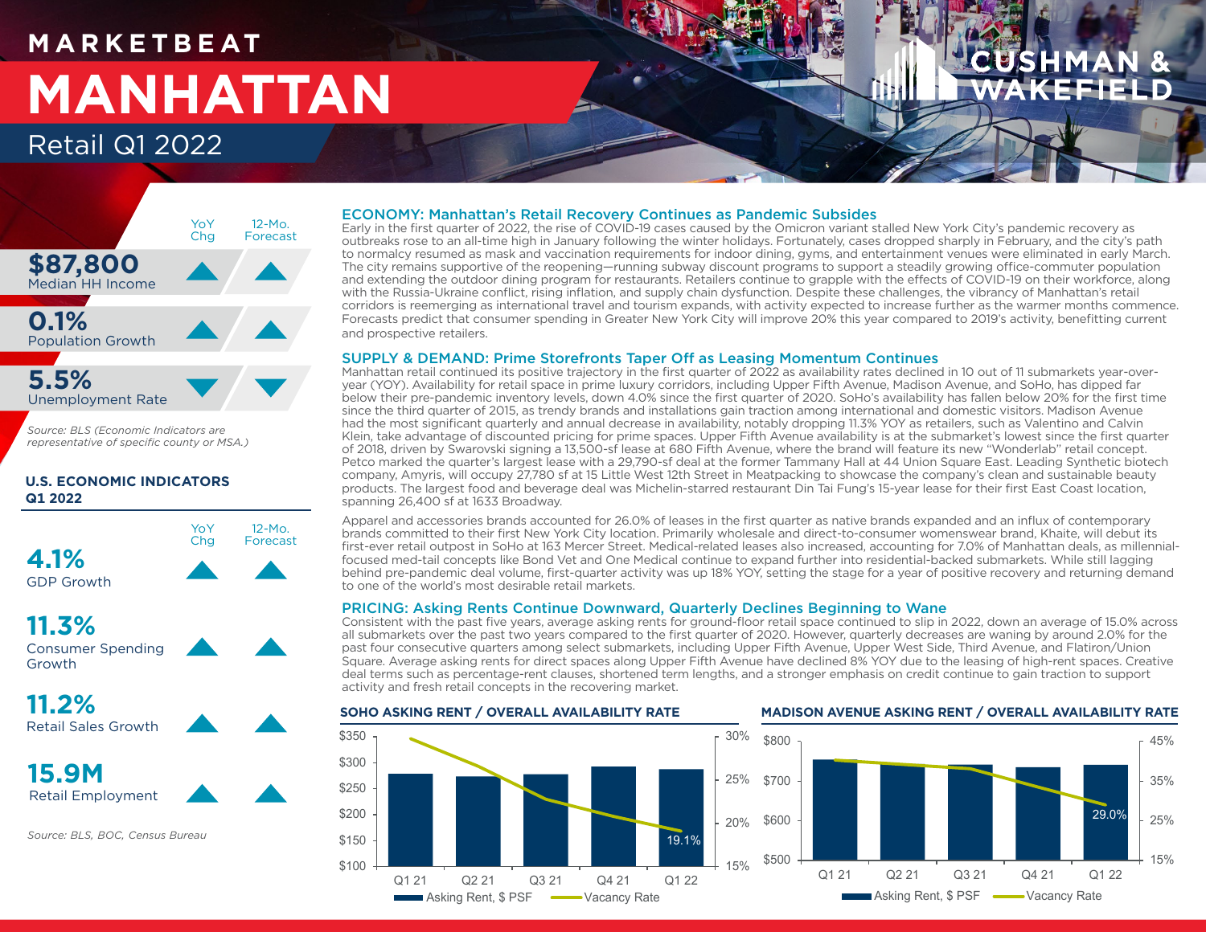# MARKETBEAT

# MANHATTAN

## Retail Q1 2022

| | YoY Chg | 12-Mo. Forecast |
|---|---|---|
| **$87,800** Median HH Income | ▲ | ▲ |
| **0.1%** Population Growth | ▲ | ▲ |
| **5.5%** Unemployment Rate | ▼ | ▼ |

*Source: BLS (Economic Indicators are representative of specific county or MSA.)*

### U.S. ECONOMIC INDICATORS Q1 2022

| | YoY Chg | 12-Mo. Forecast |
|---|---|---|
| **4.1%** GDP Growth | ▲ | ▲ |
| **11.3%** Consumer Spending Growth | ▲ | ▲ |
| **11.2%** Retail Sales Growth | ▲ | ▲ |
| **15.9M** Retail Employment | ▲ | ▲ |

*Source: BLS, BOC, Census Bureau*

### ECONOMY: Manhattan's Retail Recovery Continues as Pandemic Subsides

Early in the first quarter of 2022, the rise of COVID-19 cases caused by the Omicron variant stalled New York City's pandemic recovery as outbreaks rose to an all-time high in January following the winter holidays. Fortunately, cases dropped sharply in February, and the city's path to normalcy resumed as mask and vaccination requirements for indoor dining, gyms, and entertainment venues were eliminated in early March. The city remains supportive of the reopening—running subway discount programs to support a steadily growing office-commuter population and extending the outdoor dining program for restaurants. Retailers continue to grapple with the effects of COVID-19 on their workforce, along with the Russia-Ukraine conflict, rising inflation, and supply chain dysfunction. Despite these challenges, the vibrancy of Manhattan's retail corridors is reemerging as international travel and tourism expands, with activity expected to increase further as the warmer months commence. Forecasts predict that consumer spending in Greater New York City will improve 20% this year compared to 2019's activity, benefitting current and prospective retailers.

### SUPPLY & DEMAND: Prime Storefronts Taper Off as Leasing Momentum Continues

Manhattan retail continued its positive trajectory in the first quarter of 2022 as availability rates declined in 10 out of 11 submarkets year-over-year (YOY). Availability for retail space in prime luxury corridors, including Upper Fifth Avenue, Madison Avenue, and SoHo, has dipped far below their pre-pandemic inventory levels, down 4.0% since the first quarter of 2020. SoHo's availability has fallen below 20% for the first time since the third quarter of 2015, as trendy brands and installations gain traction among international and domestic visitors. Madison Avenue had the most significant quarterly and annual decrease in availability, notably dropping 11.3% YOY as retailers, such as Valentino and Calvin Klein, take advantage of discounted pricing for prime spaces. Upper Fifth Avenue availability is at the submarket's lowest since the first quarter of 2018, driven by Swarovski signing a 13,500-sf lease at 680 Fifth Avenue, where the brand will feature its new "Wonderlab" retail concept. Petco marked the quarter's largest lease with a 29,790-sf deal at the former Tammany Hall at 44 Union Square East. Leading Synthetic biotech company, Amyris, will occupy 27,780 sf at 15 Little West 12th Street in Meatpacking to showcase the company's clean and sustainable beauty products. The largest food and beverage deal was Michelin-starred restaurant Din Tai Fung's 15-year lease for their first East Coast location, spanning 26,400 sf at 1633 Broadway.

Apparel and accessories brands accounted for 26.0% of leases in the first quarter as native brands expanded and an influx of contemporary brands committed to their first New York City location. Primarily wholesale and direct-to-consumer womenswear brand, Khaite, will debut its first-ever retail outpost in SoHo at 163 Mercer Street. Medical-related leases also increased, accounting for 7.0% of Manhattan deals, as millennial-focused med-tail concepts like Bond Vet and One Medical continue to expand further into residential-backed submarkets. While still lagging behind pre-pandemic deal volume, first-quarter activity was up 18% YOY, setting the stage for a year of positive recovery and returning demand to one of the world's most desirable retail markets.

### PRICING: Asking Rents Continue Downward, Quarterly Declines Beginning to Wane

Consistent with the past five years, average asking rents for ground-floor retail space continued to slip in 2022, down an average of 15.0% across all submarkets over the past two years compared to the first quarter of 2020. However, quarterly decreases are waning by around 2.0% for the past four consecutive quarters among select submarkets, including Upper Fifth Avenue, Upper West Side, Third Avenue, and Flatiron/Union Square. Average asking rents for direct spaces along Upper Fifth Avenue have declined 8% YOY due to the leasing of high-rent spaces. Creative deal terms such as percentage-rent clauses, shortened term lengths, and a stronger emphasis on credit continue to gain traction to support activity and fresh retail concepts in the recovering market.

**SOHO ASKING RENT / OVERALL AVAILABILITY RATE**

$350, $300, $250, $200, $150, $100
30%, 25%, 20%, 15%
19.1%
Q1 21, Q2 21, Q3 21, Q4 21, Q1 22
Asking Rent, $ PSF — Vacancy Rate

**MADISON AVENUE ASKING RENT / OVERALL AVAILABILITY RATE**

$800, $700, $600, $500
45%, 35%, 25%, 15%
29.0%
Q1 21, Q2 21, Q3 21, Q4 21, Q1 22
Asking Rent, $ PSF — Vacancy Rate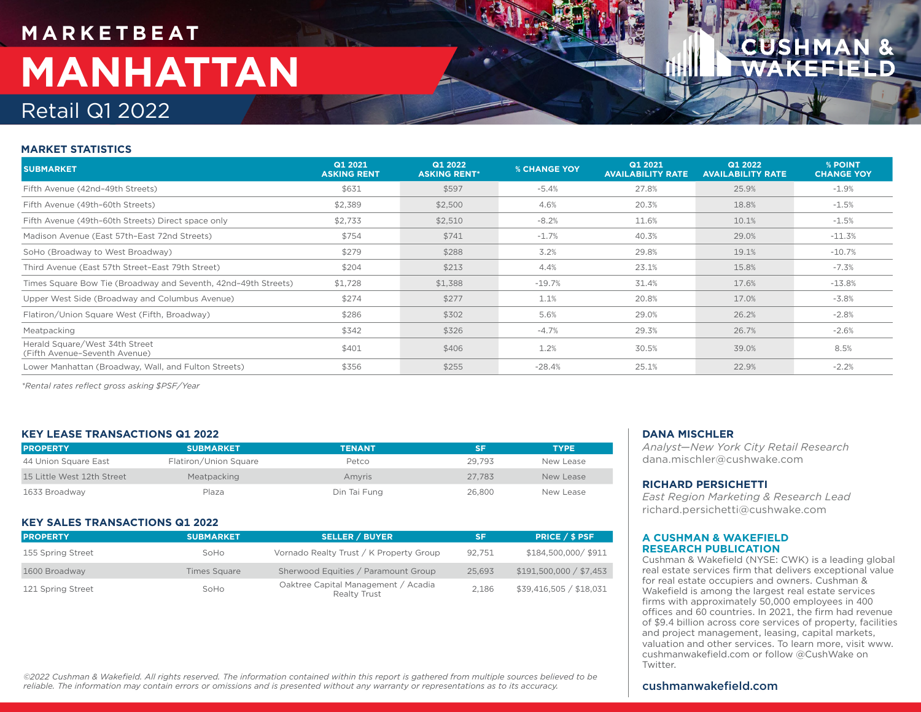# MARKETBEAT

# MANHATTAN

## Retail Q1 2022

### MARKET STATISTICS

| SUBMARKET | Q1 2021 ASKING RENT | Q1 2022 ASKING RENT* | % CHANGE YOY | Q1 2021 AVAILABILITY RATE | Q1 2022 AVAILABILITY RATE | % POINT CHANGE YOY |
|---|---|---|---|---|---|---|
| Fifth Avenue (42nd–49th Streets) | $631 | $597 | -5.4% | 27.8% | 25.9% | -1.9% |
| Fifth Avenue (49th–60th Streets) | $2,389 | $2,500 | 4.6% | 20.3% | 18.8% | -1.5% |
| Fifth Avenue (49th–60th Streets) Direct space only | $2,733 | $2,510 | -8.2% | 11.6% | 10.1% | -1.5% |
| Madison Avenue (East 57th–East 72nd Streets) | $754 | $741 | -1.7% | 40.3% | 29.0% | -11.3% |
| SoHo (Broadway to West Broadway) | $279 | $288 | 3.2% | 29.8% | 19.1% | -10.7% |
| Third Avenue (East 57th Street–East 79th Street) | $204 | $213 | 4.4% | 23.1% | 15.8% | -7.3% |
| Times Square Bow Tie (Broadway and Seventh, 42nd–49th Streets) | $1,728 | $1,388 | -19.7% | 31.4% | 17.6% | -13.8% |
| Upper West Side (Broadway and Columbus Avenue) | $274 | $277 | 1.1% | 20.8% | 17.0% | -3.8% |
| Flatiron/Union Square West (Fifth, Broadway) | $286 | $302 | 5.6% | 29.0% | 26.2% | -2.8% |
| Meatpacking | $342 | $326 | -4.7% | 29.3% | 26.7% | -2.6% |
| Herald Square/West 34th Street (Fifth Avenue–Seventh Avenue) | $401 | $406 | 1.2% | 30.5% | 39.0% | 8.5% |
| Lower Manhattan (Broadway, Wall, and Fulton Streets) | $356 | $255 | -28.4% | 25.1% | 22.9% | -2.2% |

*Rental rates reflect gross asking $PSF/Year*

### KEY LEASE TRANSACTIONS Q1 2022

| PROPERTY | SUBMARKET | TENANT | SF | TYPE |
|---|---|---|---|---|
| 44 Union Square East | Flatiron/Union Square | Petco | 29,793 | New Lease |
| 15 Little West 12th Street | Meatpacking | Amyris | 27,783 | New Lease |
| 1633 Broadway | Plaza | Din Tai Fung | 26,800 | New Lease |

### KEY SALES TRANSACTIONS Q1 2022

| PROPERTY | SUBMARKET | SELLER / BUYER | SF | PRICE / $ PSF |
|---|---|---|---|---|
| 155 Spring Street | SoHo | Vornado Realty Trust / K Property Group | 92,751 | $184,500,000/ $911 |
| 1600 Broadway | Times Square | Sherwood Equities / Paramount Group | 25,693 | $191,500,000 / $7,453 |
| 121 Spring Street | SoHo | Oaktree Capital Management / Acadia Realty Trust | 2,186 | $39,416,505 / $18,031 |

**DANA MISCHLER**
*Analyst—New York City Retail Research*
dana.mischler@cushwake.com

**RICHARD PERSICHETTI**
*East Region Marketing & Research Lead*
richard.persichetti@cushwake.com

**A CUSHMAN & WAKEFIELD RESEARCH PUBLICATION**

Cushman & Wakefield (NYSE: CWK) is a leading global real estate services firm that delivers exceptional value for real estate occupiers and owners. Cushman & Wakefield is among the largest real estate services firms with approximately 50,000 employees in 400 offices and 60 countries. In 2021, the firm had revenue of $9.4 billion across core services of property, facilities and project management, leasing, capital markets, valuation and other services. To learn more, visit www.cushmanwakefield.com or follow @CushWake on Twitter.

**cushmanwakefield.com**

*©2022 Cushman & Wakefield. All rights reserved. The information contained within this report is gathered from multiple sources believed to be reliable. The information may contain errors or omissions and is presented without any warranty or representations as to its accuracy.*